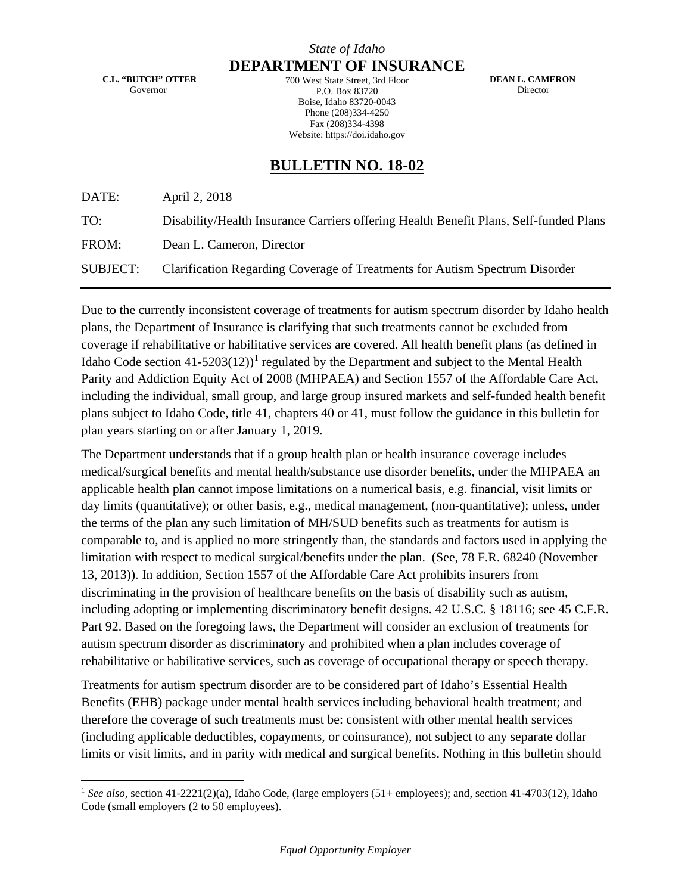*State of Idaho*

**DEPARTMENT OF INSURANCE**

**C.L. "BUTCH" OTTER**
Governor

700 West State Street, 3rd Floor
P.O. Box 83720
Boise, Idaho 83720-0043
Phone (208)334-4250
Fax (208)334-4398
Website: https://doi.idaho.gov

**DEAN L. CAMERON**
Director

# BULLETIN NO. 18-02

| | |
|---|---|
| DATE: | April 2, 2018 |
| TO: | Disability/Health Insurance Carriers offering Health Benefit Plans, Self-funded Plans |
| FROM: | Dean L. Cameron, Director |
| SUBJECT: | Clarification Regarding Coverage of Treatments for Autism Spectrum Disorder |

---

Due to the currently inconsistent coverage of treatments for autism spectrum disorder by Idaho health plans, the Department of Insurance is clarifying that such treatments cannot be excluded from coverage if rehabilitative or habilitative services are covered. All health benefit plans (as defined in Idaho Code section 41-5203(12))[1] regulated by the Department and subject to the Mental Health Parity and Addiction Equity Act of 2008 (MHPAEA) and Section 1557 of the Affordable Care Act, including the individual, small group, and large group insured markets and self-funded health benefit plans subject to Idaho Code, title 41, chapters 40 or 41, must follow the guidance in this bulletin for plan years starting on or after January 1, 2019.

The Department understands that if a group health plan or health insurance coverage includes medical/surgical benefits and mental health/substance use disorder benefits, under the MHPAEA an applicable health plan cannot impose limitations on a numerical basis, e.g. financial, visit limits or day limits (quantitative); or other basis, e.g., medical management, (non-quantitative); unless, under the terms of the plan any such limitation of MH/SUD benefits such as treatments for autism is comparable to, and is applied no more stringently than, the standards and factors used in applying the limitation with respect to medical surgical/benefits under the plan. (See, 78 F.R. 68240 (November 13, 2013)). In addition, Section 1557 of the Affordable Care Act prohibits insurers from discriminating in the provision of healthcare benefits on the basis of disability such as autism, including adopting or implementing discriminatory benefit designs. 42 U.S.C. § 18116; see 45 C.F.R. Part 92. Based on the foregoing laws, the Department will consider an exclusion of treatments for autism spectrum disorder as discriminatory and prohibited when a plan includes coverage of rehabilitative or habilitative services, such as coverage of occupational therapy or speech therapy.

Treatments for autism spectrum disorder are to be considered part of Idaho's Essential Health Benefits (EHB) package under mental health services including behavioral health treatment; and therefore the coverage of such treatments must be: consistent with other mental health services (including applicable deductibles, copayments, or coinsurance), not subject to any separate dollar limits or visit limits, and in parity with medical and surgical benefits. Nothing in this bulletin should

---

[1] *See also*, section 41-2221(2)(a), Idaho Code, (large employers (51+ employees); and, section 41-4703(12), Idaho Code (small employers (2 to 50 employees).

*Equal Opportunity Employer*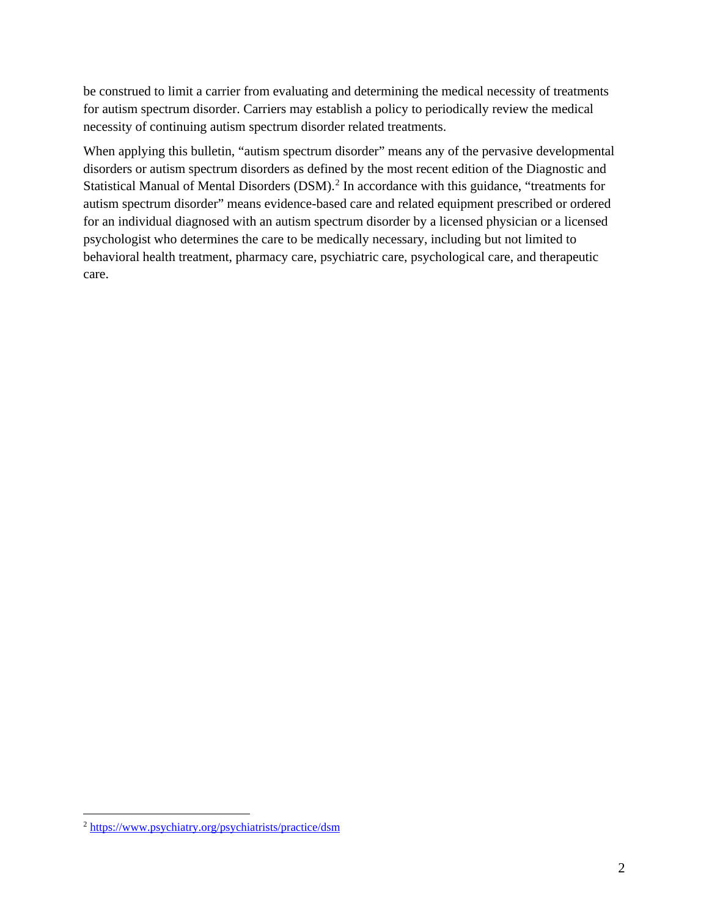be construed to limit a carrier from evaluating and determining the medical necessity of treatments for autism spectrum disorder. Carriers may establish a policy to periodically review the medical necessity of continuing autism spectrum disorder related treatments.

When applying this bulletin, "autism spectrum disorder" means any of the pervasive developmental disorders or autism spectrum disorders as defined by the most recent edition of the Diagnostic and Statistical Manual of Mental Disorders (DSM).[2] In accordance with this guidance, "treatments for autism spectrum disorder" means evidence-based care and related equipment prescribed or ordered for an individual diagnosed with an autism spectrum disorder by a licensed physician or a licensed psychologist who determines the care to be medically necessary, including but not limited to behavioral health treatment, pharmacy care, psychiatric care, psychological care, and therapeutic care.

[2] https://www.psychiatry.org/psychiatrists/practice/dsm